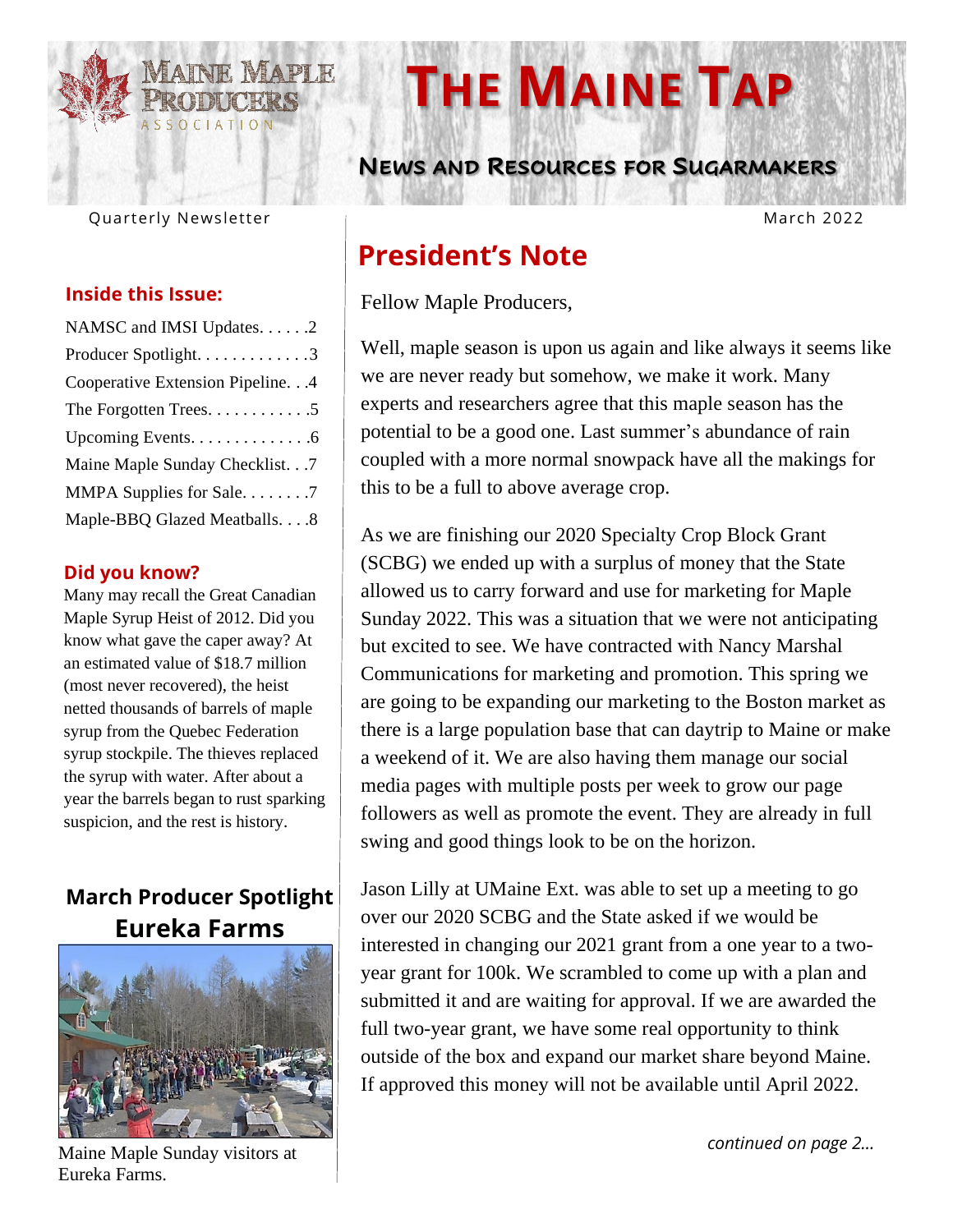Maine Maple Producers Association

# The Maine Tap

## News and Resources for Sugarmakers

Quarterly Newsletter

March 2022

### Inside this Issue:

NAMSC and IMSI Updates. . . . . .2

Producer Spotlight. . . . . . . . . . . . .3

Cooperative Extension Pipeline. . .4

The Forgotten Trees. . . . . . . . . . . .5

Upcoming Events. . . . . . . . . . . . . .6

Maine Maple Sunday Checklist. . .7

MMPA Supplies for Sale. . . . . . . .7

Maple-BBQ Glazed Meatballs. . . .8

### Did you know?

Many may recall the Great Canadian Maple Syrup Heist of 2012. Did you know what gave the caper away? At an estimated value of $18.7 million (most never recovered), the heist netted thousands of barrels of maple syrup from the Quebec Federation syrup stockpile. The thieves replaced the syrup with water. After about a year the barrels began to rust sparking suspicion, and the rest is history.

### March Producer Spotlight
### Eureka Farms

Maine Maple Sunday visitors at Eureka Farms.

## President's Note

Fellow Maple Producers,

Well, maple season is upon us again and like always it seems like we are never ready but somehow, we make it work. Many experts and researchers agree that this maple season has the potential to be a good one. Last summer's abundance of rain coupled with a more normal snowpack have all the makings for this to be a full to above average crop.

As we are finishing our 2020 Specialty Crop Block Grant (SCBG) we ended up with a surplus of money that the State allowed us to carry forward and use for marketing for Maple Sunday 2022. This was a situation that we were not anticipating but excited to see. We have contracted with Nancy Marshal Communications for marketing and promotion. This spring we are going to be expanding our marketing to the Boston market as there is a large population base that can daytrip to Maine or make a weekend of it. We are also having them manage our social media pages with multiple posts per week to grow our page followers as well as promote the event. They are already in full swing and good things look to be on the horizon.

Jason Lilly at UMaine Ext. was able to set up a meeting to go over our 2020 SCBG and the State asked if we would be interested in changing our 2021 grant from a one year to a two-year grant for 100k. We scrambled to come up with a plan and submitted it and are waiting for approval. If we are awarded the full two-year grant, we have some real opportunity to think outside of the box and expand our market share beyond Maine. If approved this money will not be available until April 2022.

*continued on page 2…*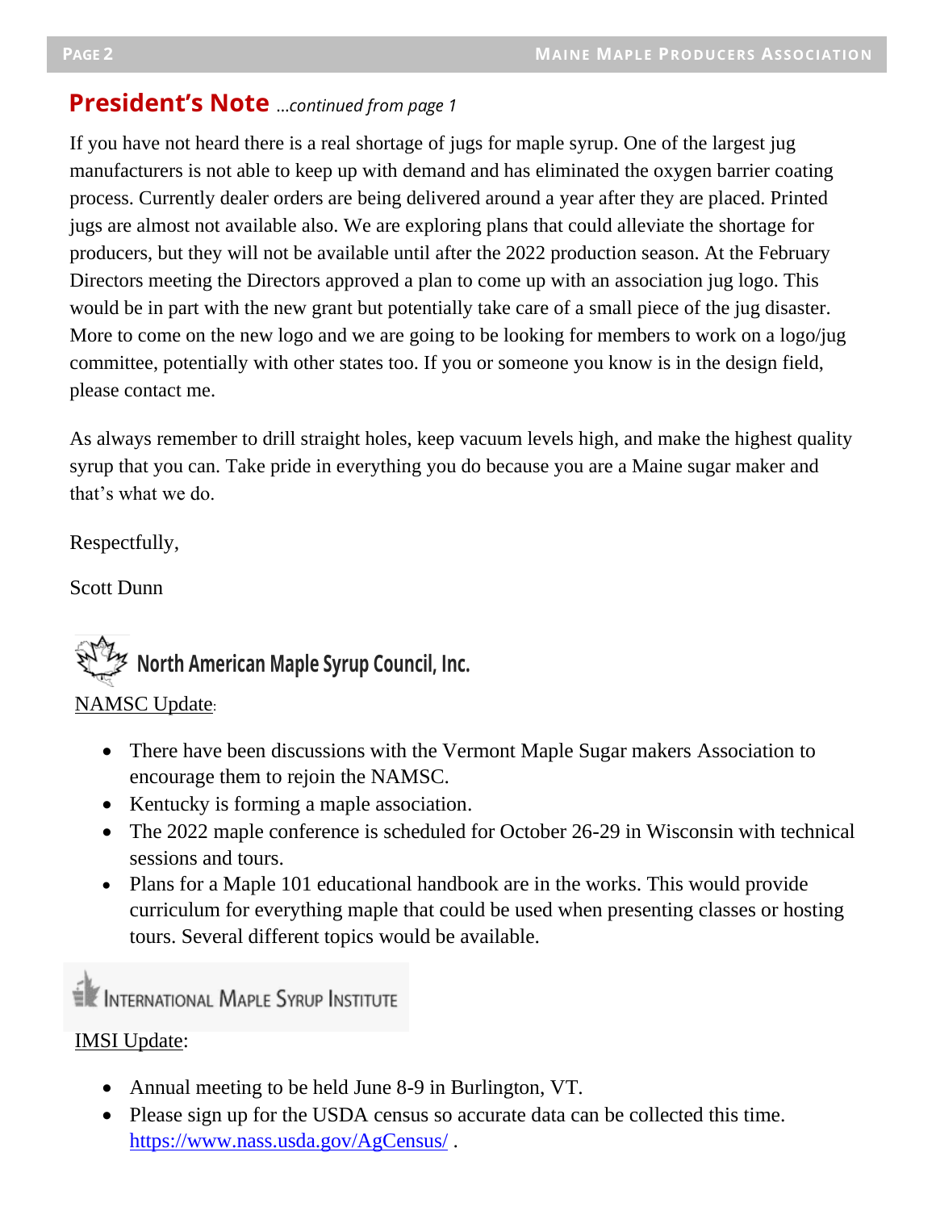## President's Note *...continued from page 1*

If you have not heard there is a real shortage of jugs for maple syrup. One of the largest jug manufacturers is not able to keep up with demand and has eliminated the oxygen barrier coating process. Currently dealer orders are being delivered around a year after they are placed. Printed jugs are almost not available also. We are exploring plans that could alleviate the shortage for producers, but they will not be available until after the 2022 production season. At the February Directors meeting the Directors approved a plan to come up with an association jug logo. This would be in part with the new grant but potentially take care of a small piece of the jug disaster. More to come on the new logo and we are going to be looking for members to work on a logo/jug committee, potentially with other states too. If you or someone you know is in the design field, please contact me.

As always remember to drill straight holes, keep vacuum levels high, and make the highest quality syrup that you can. Take pride in everything you do because you are a Maine sugar maker and that's what we do.

Respectfully,

Scott Dunn

### North American Maple Syrup Council, Inc.

NAMSC Update:

- There have been discussions with the Vermont Maple Sugar makers Association to encourage them to rejoin the NAMSC.
- Kentucky is forming a maple association.
- The 2022 maple conference is scheduled for October 26-29 in Wisconsin with technical sessions and tours.
- Plans for a Maple 101 educational handbook are in the works. This would provide curriculum for everything maple that could be used when presenting classes or hosting tours. Several different topics would be available.

### International Maple Syrup Institute

IMSI Update:

- Annual meeting to be held June 8-9 in Burlington, VT.
- Please sign up for the USDA census so accurate data can be collected this time. https://www.nass.usda.gov/AgCensus/ .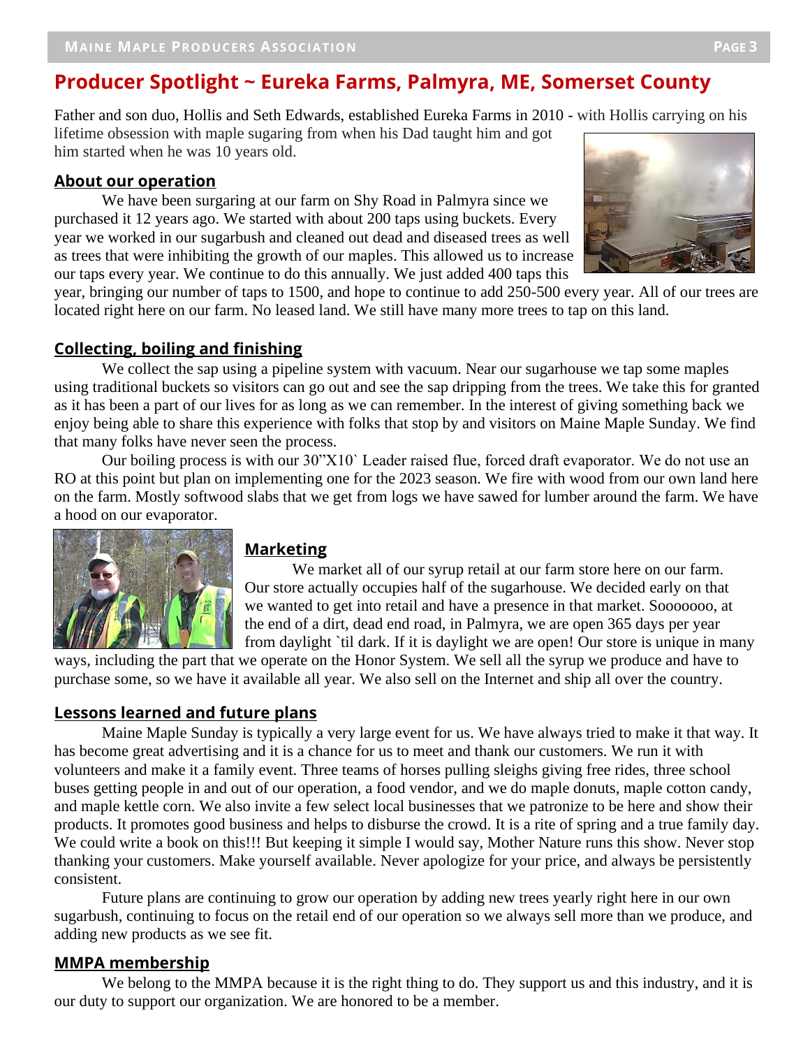# Producer Spotlight ~ Eureka Farms, Palmyra, ME, Somerset County

Father and son duo, Hollis and Seth Edwards, established Eureka Farms in 2010 - with Hollis carrying on his lifetime obsession with maple sugaring from when his Dad taught him and got him started when he was 10 years old.

## About our operation

We have been surgaring at our farm on Shy Road in Palmyra since we purchased it 12 years ago. We started with about 200 taps using buckets. Every year we worked in our sugarbush and cleaned out dead and diseased trees as well as trees that were inhibiting the growth of our maples. This allowed us to increase our taps every year. We continue to do this annually. We just added 400 taps this year, bringing our number of taps to 1500, and hope to continue to add 250-500 every year. All of our trees are located right here on our farm. No leased land. We still have many more trees to tap on this land.

## Collecting, boiling and finishing

We collect the sap using a pipeline system with vacuum. Near our sugarhouse we tap some maples using traditional buckets so visitors can go out and see the sap dripping from the trees. We take this for granted as it has been a part of our lives for as long as we can remember. In the interest of giving something back we enjoy being able to share this experience with folks that stop by and visitors on Maine Maple Sunday. We find that many folks have never seen the process.

Our boiling process is with our 30"X10` Leader raised flue, forced draft evaporator. We do not use an RO at this point but plan on implementing one for the 2023 season. We fire with wood from our own land here on the farm. Mostly softwood slabs that we get from logs we have sawed for lumber around the farm. We have a hood on our evaporator.

## Marketing

We market all of our syrup retail at our farm store here on our farm. Our store actually occupies half of the sugarhouse. We decided early on that we wanted to get into retail and have a presence in that market. Sooooooo, at the end of a dirt, dead end road, in Palmyra, we are open 365 days per year from daylight `til dark. If it is daylight we are open! Our store is unique in many ways, including the part that we operate on the Honor System. We sell all the syrup we produce and have to purchase some, so we have it available all year. We also sell on the Internet and ship all over the country.

## Lessons learned and future plans

Maine Maple Sunday is typically a very large event for us. We have always tried to make it that way. It has become great advertising and it is a chance for us to meet and thank our customers. We run it with volunteers and make it a family event. Three teams of horses pulling sleighs giving free rides, three school buses getting people in and out of our operation, a food vendor, and we do maple donuts, maple cotton candy, and maple kettle corn. We also invite a few select local businesses that we patronize to be here and show their products. It promotes good business and helps to disburse the crowd. It is a rite of spring and a true family day. We could write a book on this!!! But keeping it simple I would say, Mother Nature runs this show. Never stop thanking your customers. Make yourself available. Never apologize for your price, and always be persistently consistent.

Future plans are continuing to grow our operation by adding new trees yearly right here in our own sugarbush, continuing to focus on the retail end of our operation so we always sell more than we produce, and adding new products as we see fit.

## MMPA membership

We belong to the MMPA because it is the right thing to do. They support us and this industry, and it is our duty to support our organization. We are honored to be a member.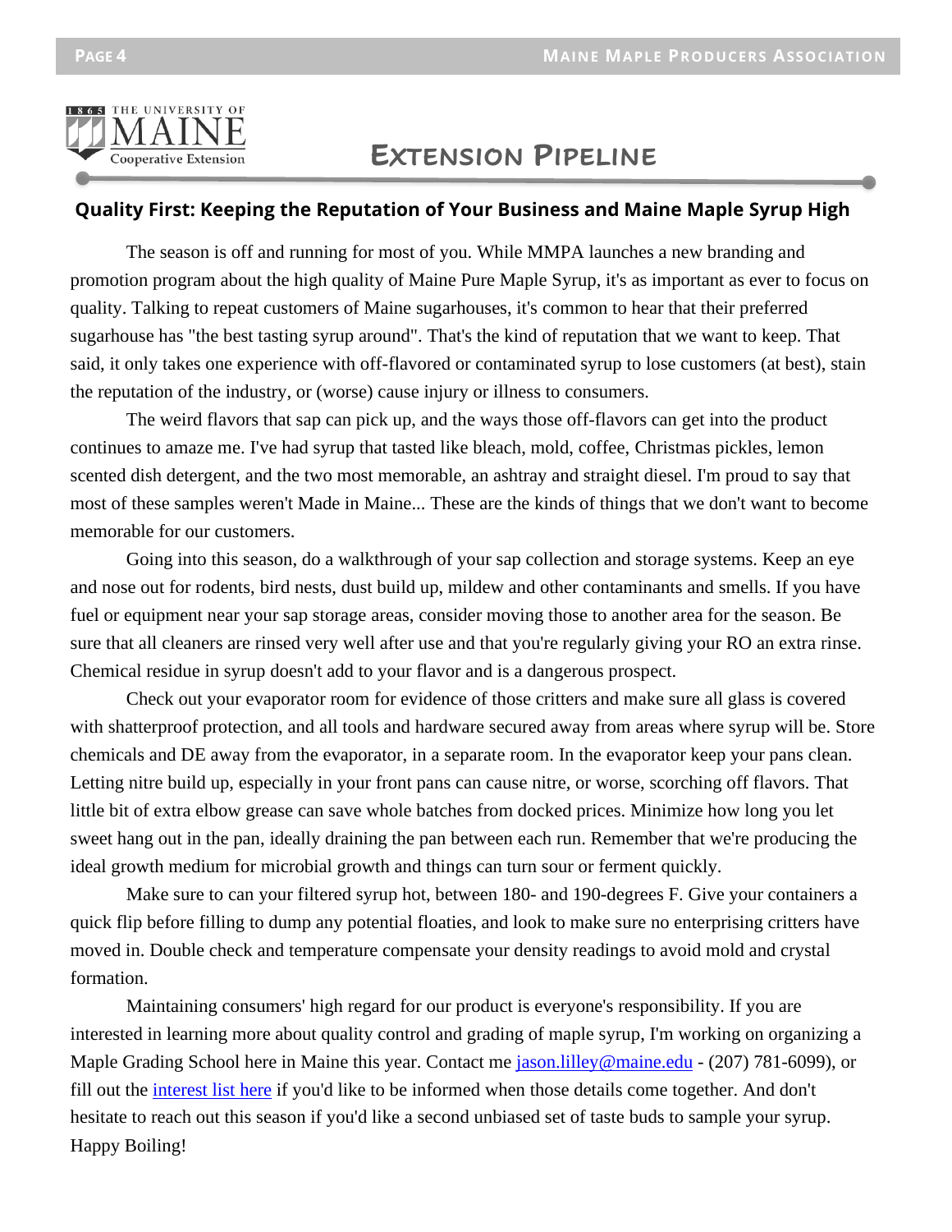# Extension Pipeline

## Quality First: Keeping the Reputation of Your Business and Maine Maple Syrup High

The season is off and running for most of you. While MMPA launches a new branding and promotion program about the high quality of Maine Pure Maple Syrup, it's as important as ever to focus on quality. Talking to repeat customers of Maine sugarhouses, it's common to hear that their preferred sugarhouse has "the best tasting syrup around". That's the kind of reputation that we want to keep. That said, it only takes one experience with off-flavored or contaminated syrup to lose customers (at best), stain the reputation of the industry, or (worse) cause injury or illness to consumers.

The weird flavors that sap can pick up, and the ways those off-flavors can get into the product continues to amaze me. I've had syrup that tasted like bleach, mold, coffee, Christmas pickles, lemon scented dish detergent, and the two most memorable, an ashtray and straight diesel. I'm proud to say that most of these samples weren't Made in Maine... These are the kinds of things that we don't want to become memorable for our customers.

Going into this season, do a walkthrough of your sap collection and storage systems. Keep an eye and nose out for rodents, bird nests, dust build up, mildew and other contaminants and smells. If you have fuel or equipment near your sap storage areas, consider moving those to another area for the season. Be sure that all cleaners are rinsed very well after use and that you're regularly giving your RO an extra rinse. Chemical residue in syrup doesn't add to your flavor and is a dangerous prospect.

Check out your evaporator room for evidence of those critters and make sure all glass is covered with shatterproof protection, and all tools and hardware secured away from areas where syrup will be. Store chemicals and DE away from the evaporator, in a separate room. In the evaporator keep your pans clean. Letting nitre build up, especially in your front pans can cause nitre, or worse, scorching off flavors. That little bit of extra elbow grease can save whole batches from docked prices. Minimize how long you let sweet hang out in the pan, ideally draining the pan between each run. Remember that we're producing the ideal growth medium for microbial growth and things can turn sour or ferment quickly.

Make sure to can your filtered syrup hot, between 180- and 190-degrees F. Give your containers a quick flip before filling to dump any potential floaties, and look to make sure no enterprising critters have moved in. Double check and temperature compensate your density readings to avoid mold and crystal formation.

Maintaining consumers' high regard for our product is everyone's responsibility. If you are interested in learning more about quality control and grading of maple syrup, I'm working on organizing a Maple Grading School here in Maine this year. Contact me jason.lilley@maine.edu - (207) 781-6099), or fill out the interest list here if you'd like to be informed when those details come together. And don't hesitate to reach out this season if you'd like a second unbiased set of taste buds to sample your syrup. Happy Boiling!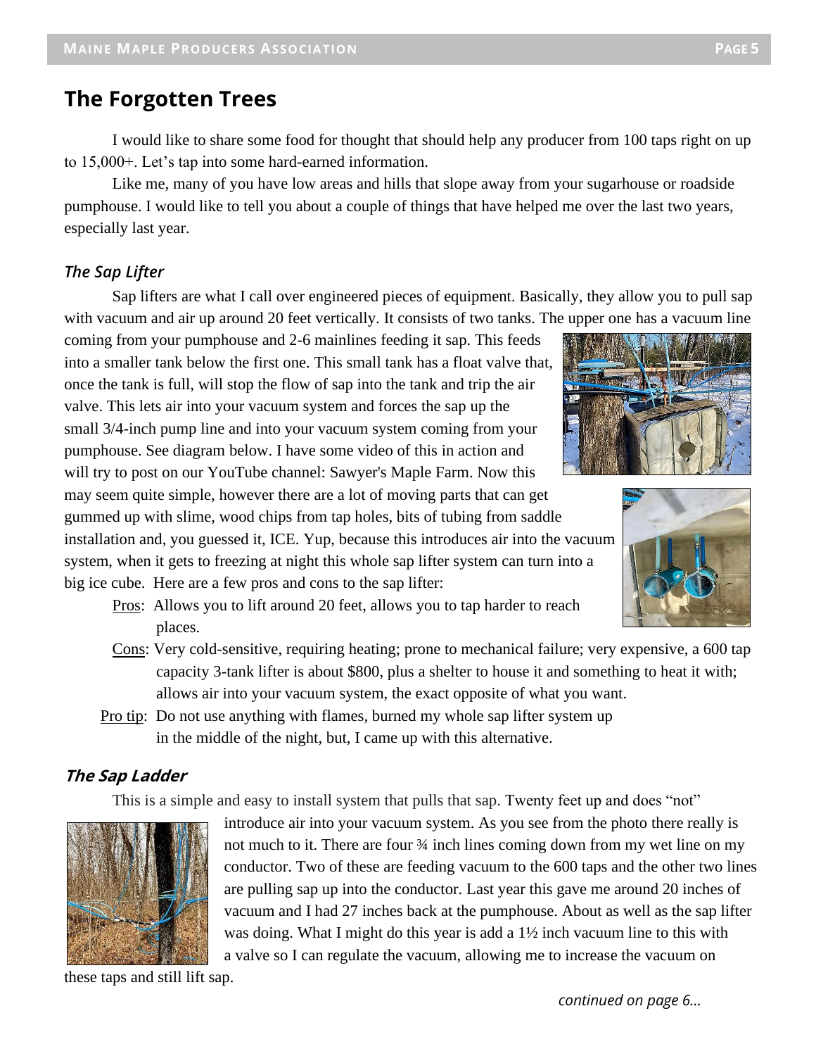## The Forgotten Trees

I would like to share some food for thought that should help any producer from 100 taps right on up to 15,000+. Let's tap into some hard-earned information.

Like me, many of you have low areas and hills that slope away from your sugarhouse or roadside pumphouse. I would like to tell you about a couple of things that have helped me over the last two years, especially last year.

### *The Sap Lifter*

Sap lifters are what I call over engineered pieces of equipment. Basically, they allow you to pull sap with vacuum and air up around 20 feet vertically. It consists of two tanks. The upper one has a vacuum line coming from your pumphouse and 2-6 mainlines feeding it sap. This feeds into a smaller tank below the first one. This small tank has a float valve that, once the tank is full, will stop the flow of sap into the tank and trip the air valve. This lets air into your vacuum system and forces the sap up the small 3/4-inch pump line and into your vacuum system coming from your pumphouse. See diagram below. I have some video of this in action and will try to post on our YouTube channel: Sawyer's Maple Farm. Now this may seem quite simple, however there are a lot of moving parts that can get gummed up with slime, wood chips from tap holes, bits of tubing from saddle installation and, you guessed it, ICE. Yup, because this introduces air into the vacuum system, when it gets to freezing at night this whole sap lifter system can turn into a big ice cube. Here are a few pros and cons to the sap lifter:

- Pros: Allows you to lift around 20 feet, allows you to tap harder to reach places.
- Cons: Very cold-sensitive, requiring heating; prone to mechanical failure; very expensive, a 600 tap capacity 3-tank lifter is about $800, plus a shelter to house it and something to heat it with; allows air into your vacuum system, the exact opposite of what you want.
- Pro tip: Do not use anything with flames, burned my whole sap lifter system up in the middle of the night, but, I came up with this alternative.

### *The Sap Ladder*

This is a simple and easy to install system that pulls that sap. Twenty feet up and does "not" introduce air into your vacuum system. As you see from the photo there really is not much to it. There are four ¾ inch lines coming down from my wet line on my conductor. Two of these are feeding vacuum to the 600 taps and the other two lines are pulling sap up into the conductor. Last year this gave me around 20 inches of vacuum and I had 27 inches back at the pumphouse. About as well as the sap lifter was doing. What I might do this year is add a 1½ inch vacuum line to this with a valve so I can regulate the vacuum, allowing me to increase the vacuum on these taps and still lift sap.

*continued on page 6...*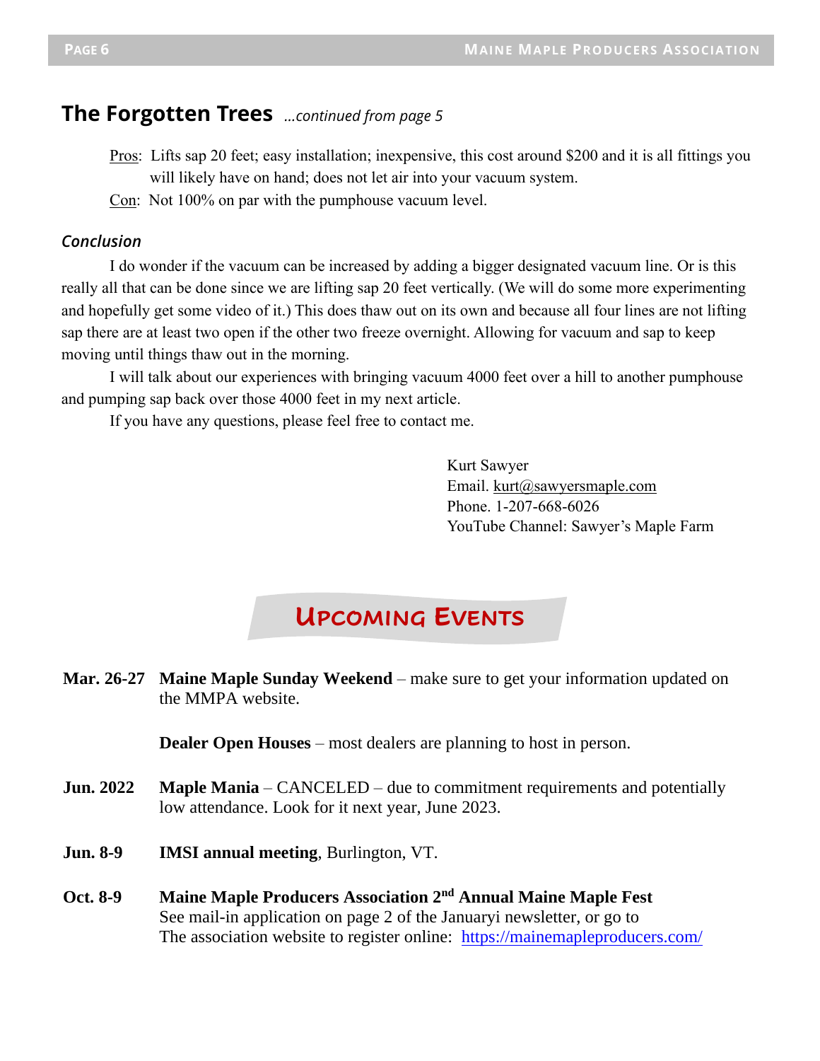## The Forgotten Trees *...continued from page 5*

Pros: Lifts sap 20 feet; easy installation; inexpensive, this cost around $200 and it is all fittings you will likely have on hand; does not let air into your vacuum system.

Con: Not 100% on par with the pumphouse vacuum level.

### *Conclusion*

I do wonder if the vacuum can be increased by adding a bigger designated vacuum line. Or is this really all that can be done since we are lifting sap 20 feet vertically. (We will do some more experimenting and hopefully get some video of it.) This does thaw out on its own and because all four lines are not lifting sap there are at least two open if the other two freeze overnight. Allowing for vacuum and sap to keep moving until things thaw out in the morning.

I will talk about our experiences with bringing vacuum 4000 feet over a hill to another pumphouse and pumping sap back over those 4000 feet in my next article.

If you have any questions, please feel free to contact me.

Kurt Sawyer
Email. kurt@sawyersmaple.com
Phone. 1-207-668-6026
YouTube Channel: Sawyer's Maple Farm

## Upcoming Events

**Mar. 26-27** **Maine Maple Sunday Weekend** – make sure to get your information updated on the MMPA website.

**Dealer Open Houses** – most dealers are planning to host in person.

**Jun. 2022** **Maple Mania** – CANCELED – due to commitment requirements and potentially low attendance. Look for it next year, June 2023.

**Jun. 8-9** **IMSI annual meeting**, Burlington, VT.

**Oct. 8-9** **Maine Maple Producers Association 2nd Annual Maine Maple Fest**
See mail-in application on page 2 of the Januaryi newsletter, or go to
The association website to register online: https://mainemapleproducers.com/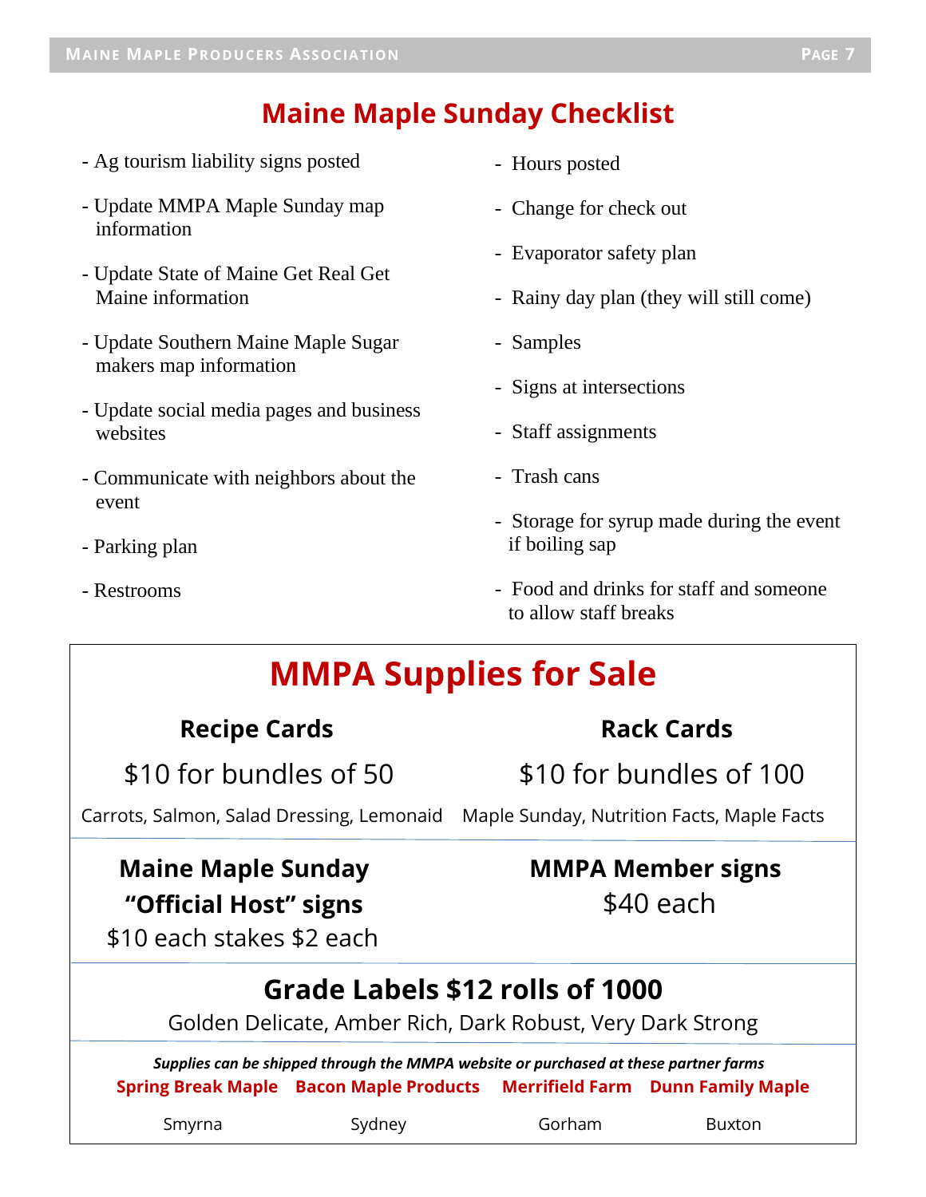# Maine Maple Sunday Checklist

- Ag tourism liability signs posted
- Update MMPA Maple Sunday map information
- Update State of Maine Get Real Get Maine information
- Update Southern Maine Maple Sugar makers map information
- Update social media pages and business websites
- Communicate with neighbors about the event
- Parking plan
- Restrooms
- Hours posted
- Change for check out
- Evaporator safety plan
- Rainy day plan (they will still come)
- Samples
- Signs at intersections
- Staff assignments
- Trash cans
- Storage for syrup made during the event if boiling sap
- Food and drinks for staff and someone to allow staff breaks

# MMPA Supplies for Sale

**Recipe Cards**

$10 for bundles of 50

Carrots, Salmon, Salad Dressing, Lemonaid

**Rack Cards**

$10 for bundles of 100

Maple Sunday, Nutrition Facts, Maple Facts

**Maine Maple Sunday "Official Host" signs**

$10 each stakes $2 each

**MMPA Member signs**

$40 each

**Grade Labels $12 rolls of 1000**

Golden Delicate, Amber Rich, Dark Robust, Very Dark Strong

***Supplies can be shipped through the MMPA website or purchased at these partner farms***

| Spring Break Maple | Bacon Maple Products | Merrifield Farm | Dunn Family Maple |
|---|---|---|---|
| Smyrna | Sydney | Gorham | Buxton |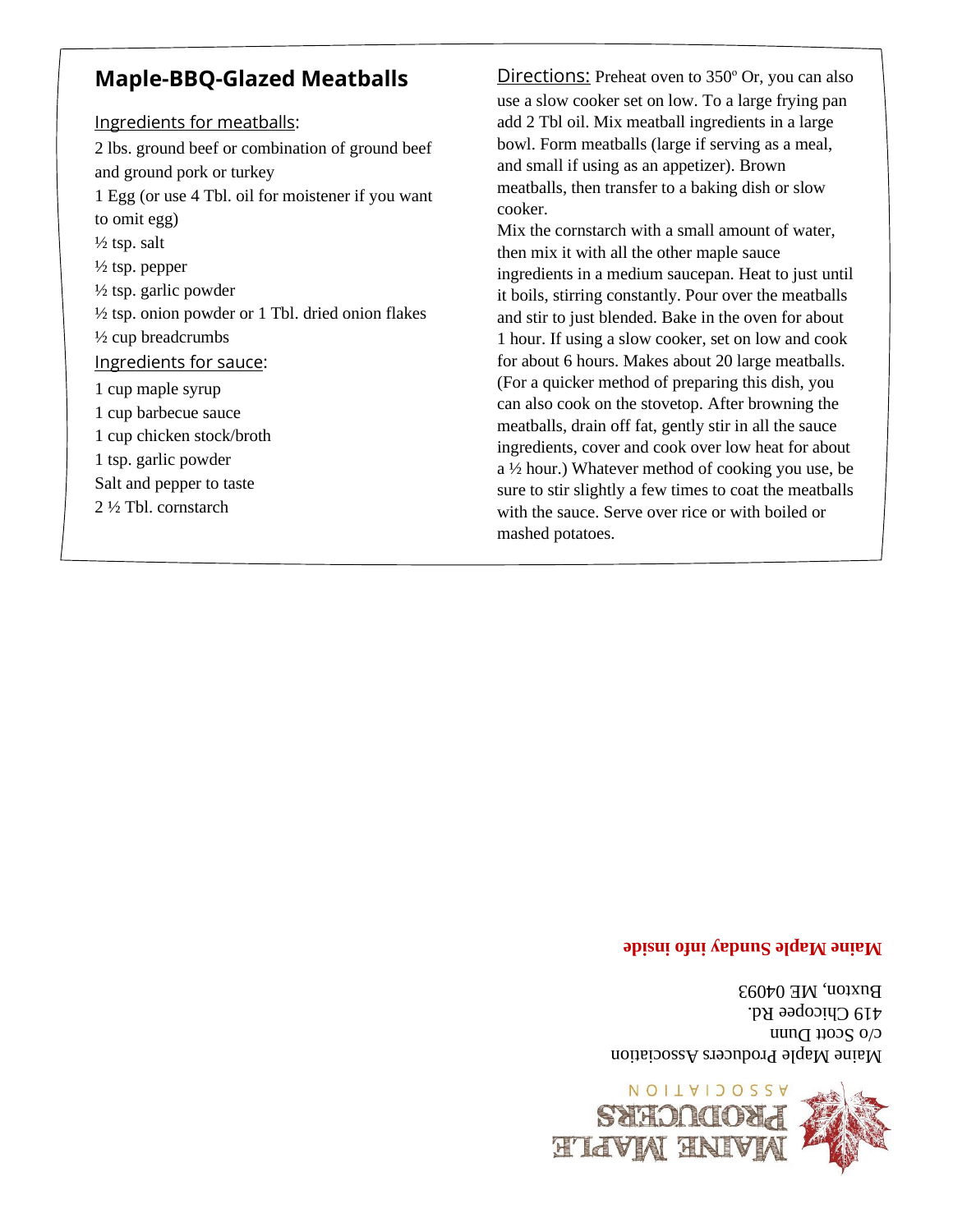## Maple-BBQ-Glazed Meatballs

Ingredients for meatballs:

2 lbs. ground beef or combination of ground beef and ground pork or turkey
1 Egg (or use 4 Tbl. oil for moistener if you want to omit egg)
½ tsp. salt
½ tsp. pepper
½ tsp. garlic powder
½ tsp. onion powder or 1 Tbl. dried onion flakes
½ cup breadcrumbs

Ingredients for sauce:

1 cup maple syrup
1 cup barbecue sauce
1 cup chicken stock/broth
1 tsp. garlic powder
Salt and pepper to taste
2 ½ Tbl. cornstarch

Directions: Preheat oven to 350º Or, you can also use a slow cooker set on low. To a large frying pan add 2 Tbl oil. Mix meatball ingredients in a large bowl. Form meatballs (large if serving as a meal, and small if using as an appetizer). Brown meatballs, then transfer to a baking dish or slow cooker.

Mix the cornstarch with a small amount of water, then mix it with all the other maple sauce ingredients in a medium saucepan. Heat to just until it boils, stirring constantly. Pour over the meatballs and stir to just blended. Bake in the oven for about 1 hour. If using a slow cooker, set on low and cook for about 6 hours. Makes about 20 large meatballs. (For a quicker method of preparing this dish, you can also cook on the stovetop. After browning the meatballs, drain off fat, gently stir in all the sauce ingredients, cover and cook over low heat for about a ½ hour.) Whatever method of cooking you use, be sure to stir slightly a few times to coat the meatballs with the sauce. Serve over rice or with boiled or mashed potatoes.

**Maine Maple Sunday info inside**

Maine Maple Producers Association
c/o Scott Dunn
419 Chicopee Rd.
Buxton, ME 04093

MAINE MAPLE PRODUCERS ASSOCIATION